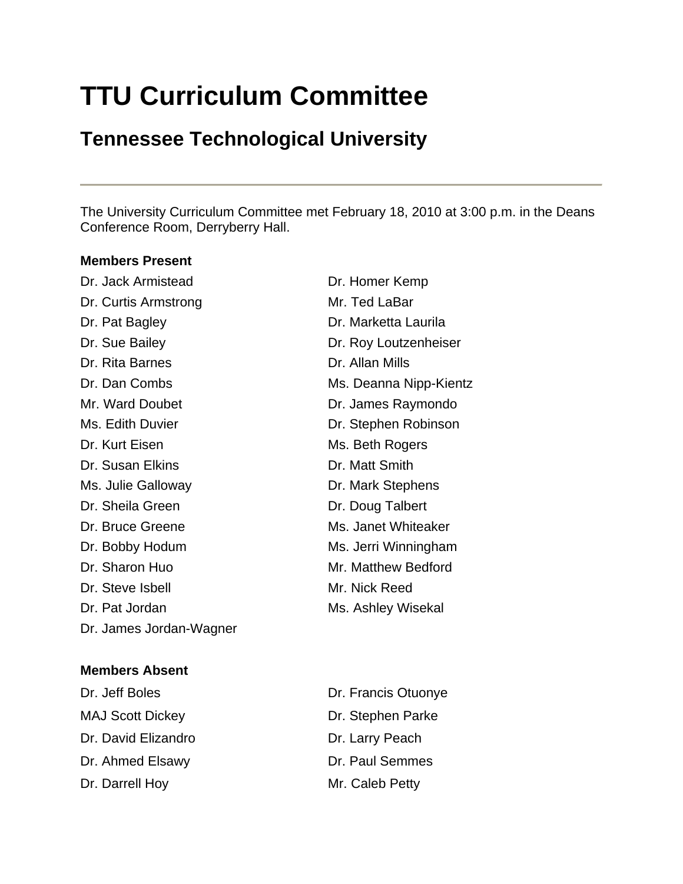# TTU Curriculum Committee

## Tennessee Technological University

---

The University Curriculum Committee met February 18, 2010 at 3:00 p.m. in the Deans Conference Room, Derryberry Hall.

**Members Present**

Dr. Jack Armistead
Dr. Curtis Armstrong
Dr. Pat Bagley
Dr. Sue Bailey
Dr. Rita Barnes
Dr. Dan Combs
Mr. Ward Doubet
Ms. Edith Duvier
Dr. Kurt Eisen
Dr. Susan Elkins
Ms. Julie Galloway
Dr. Sheila Green
Dr. Bruce Greene
Dr. Bobby Hodum
Dr. Sharon Huo
Dr. Steve Isbell
Dr. Pat Jordan
Dr. James Jordan-Wagner
Dr. Homer Kemp
Mr. Ted LaBar
Dr. Marketta Laurila
Dr. Roy Loutzenheiser
Dr. Allan Mills
Ms. Deanna Nipp-Kientz
Dr. James Raymondo
Dr. Stephen Robinson
Ms. Beth Rogers
Dr. Matt Smith
Dr. Mark Stephens
Dr. Doug Talbert
Ms. Janet Whiteaker
Ms. Jerri Winningham
Mr. Matthew Bedford
Mr. Nick Reed
Ms. Ashley Wisekal

**Members Absent**

Dr. Jeff Boles
MAJ Scott Dickey
Dr. David Elizandro
Dr. Ahmed Elsawy
Dr. Darrell Hoy
Dr. Francis Otuonye
Dr. Stephen Parke
Dr. Larry Peach
Dr. Paul Semmes
Mr. Caleb Petty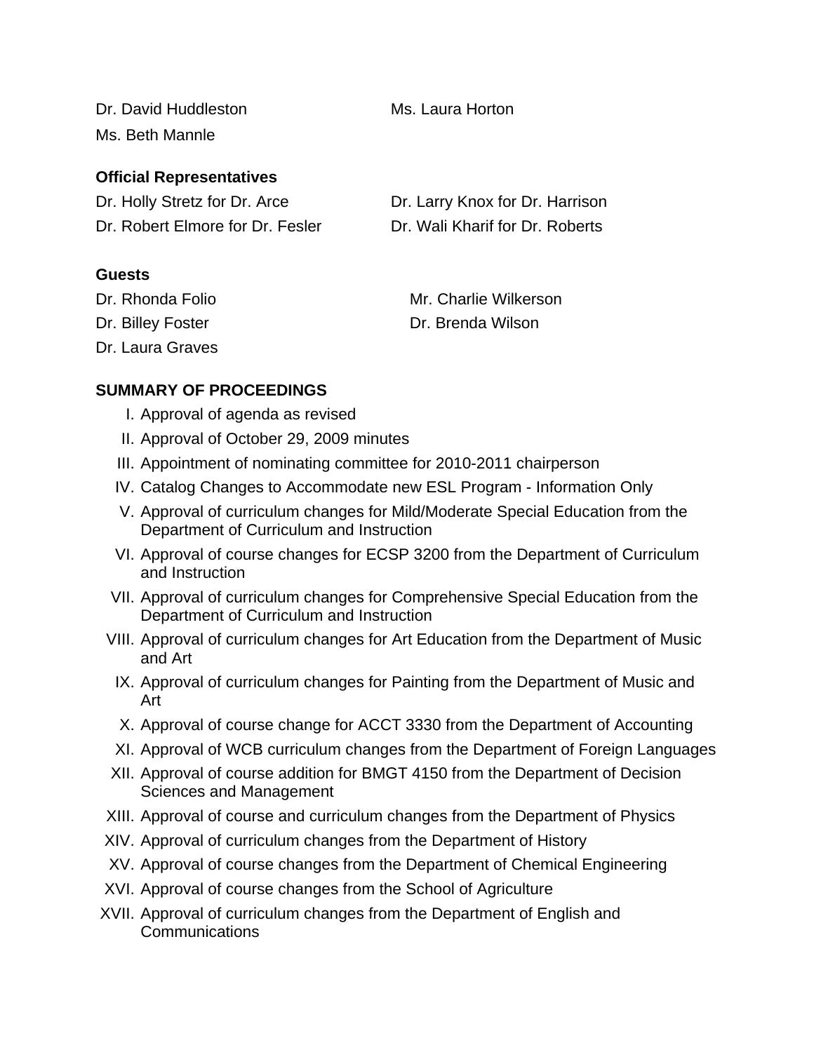Dr. David Huddleston
Ms. Laura Horton
Ms. Beth Mannle

**Official Representatives**

Dr. Holly Stretz for Dr. Arce
Dr. Larry Knox for Dr. Harrison
Dr. Robert Elmore for Dr. Fesler
Dr. Wali Kharif for Dr. Roberts

**Guests**

Dr. Rhonda Folio
Mr. Charlie Wilkerson
Dr. Billey Foster
Dr. Brenda Wilson
Dr. Laura Graves

**SUMMARY OF PROCEEDINGS**

I. Approval of agenda as revised
II. Approval of October 29, 2009 minutes
III. Appointment of nominating committee for 2010-2011 chairperson
IV. Catalog Changes to Accommodate new ESL Program - Information Only
V. Approval of curriculum changes for Mild/Moderate Special Education from the Department of Curriculum and Instruction
VI. Approval of course changes for ECSP 3200 from the Department of Curriculum and Instruction
VII. Approval of curriculum changes for Comprehensive Special Education from the Department of Curriculum and Instruction
VIII. Approval of curriculum changes for Art Education from the Department of Music and Art
IX. Approval of curriculum changes for Painting from the Department of Music and Art
X. Approval of course change for ACCT 3330 from the Department of Accounting
XI. Approval of WCB curriculum changes from the Department of Foreign Languages
XII. Approval of course addition for BMGT 4150 from the Department of Decision Sciences and Management
XIII. Approval of course and curriculum changes from the Department of Physics
XIV. Approval of curriculum changes from the Department of History
XV. Approval of course changes from the Department of Chemical Engineering
XVI. Approval of course changes from the School of Agriculture
XVII. Approval of curriculum changes from the Department of English and Communications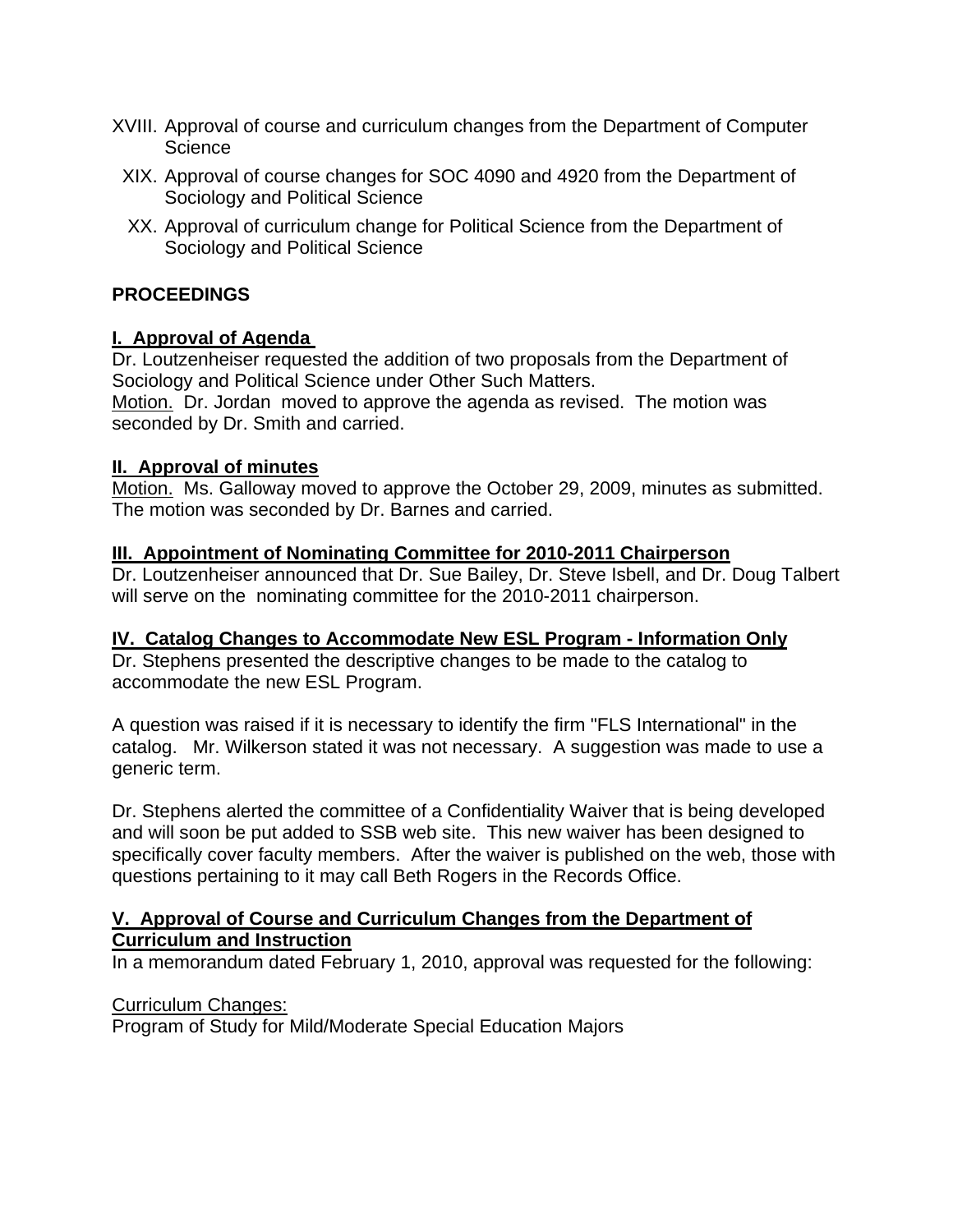XVIII. Approval of course and curriculum changes from the Department of Computer Science

XIX. Approval of course changes for SOC 4090 and 4920 from the Department of Sociology and Political Science

XX. Approval of curriculum change for Political Science from the Department of Sociology and Political Science

**PROCEEDINGS**

**I. Approval of Agenda**

Dr. Loutzenheiser requested the addition of two proposals from the Department of Sociology and Political Science under Other Such Matters.

Motion. Dr. Jordan moved to approve the agenda as revised. The motion was seconded by Dr. Smith and carried.

**II. Approval of minutes**

Motion. Ms. Galloway moved to approve the October 29, 2009, minutes as submitted. The motion was seconded by Dr. Barnes and carried.

**III. Appointment of Nominating Committee for 2010-2011 Chairperson**

Dr. Loutzenheiser announced that Dr. Sue Bailey, Dr. Steve Isbell, and Dr. Doug Talbert will serve on the nominating committee for the 2010-2011 chairperson.

**IV. Catalog Changes to Accommodate New ESL Program - Information Only**

Dr. Stephens presented the descriptive changes to be made to the catalog to accommodate the new ESL Program.

A question was raised if it is necessary to identify the firm "FLS International" in the catalog. Mr. Wilkerson stated it was not necessary. A suggestion was made to use a generic term.

Dr. Stephens alerted the committee of a Confidentiality Waiver that is being developed and will soon be put added to SSB web site. This new waiver has been designed to specifically cover faculty members. After the waiver is published on the web, those with questions pertaining to it may call Beth Rogers in the Records Office.

**V. Approval of Course and Curriculum Changes from the Department of Curriculum and Instruction**

In a memorandum dated February 1, 2010, approval was requested for the following:

Curriculum Changes:

Program of Study for Mild/Moderate Special Education Majors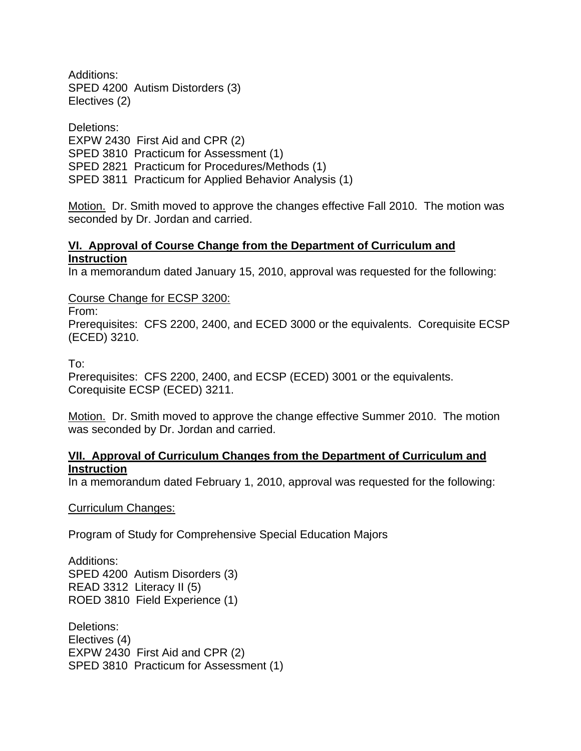Additions:
SPED 4200  Autism Distorders (3)
Electives (2)

Deletions:
EXPW 2430  First Aid and CPR (2)
SPED 3810  Practicum for Assessment (1)
SPED 2821  Practicum for Procedures/Methods (1)
SPED 3811  Practicum for Applied Behavior Analysis (1)

Motion.  Dr. Smith moved to approve the changes effective Fall 2010.  The motion was seconded by Dr. Jordan and carried.

**VI.  Approval of Course Change from the Department of Curriculum and Instruction**

In a memorandum dated January 15, 2010, approval was requested for the following:

Course Change for ECSP 3200:

From:
Prerequisites:  CFS 2200, 2400, and ECED 3000 or the equivalents.  Corequisite ECSP (ECED) 3210.

To:
Prerequisites:  CFS 2200, 2400, and ECSP (ECED) 3001 or the equivalents.  Corequisite ECSP (ECED) 3211.

Motion.  Dr. Smith moved to approve the change effective Summer 2010.  The motion was seconded by Dr. Jordan and carried.

**VII.  Approval of Curriculum Changes from the Department of Curriculum and Instruction**

In a memorandum dated February 1, 2010, approval was requested for the following:

Curriculum Changes:

Program of Study for Comprehensive Special Education Majors

Additions:
SPED 4200  Autism Disorders (3)
READ 3312  Literacy II (5)
ROED 3810  Field Experience (1)

Deletions:
Electives (4)
EXPW 2430  First Aid and CPR (2)
SPED 3810  Practicum for Assessment (1)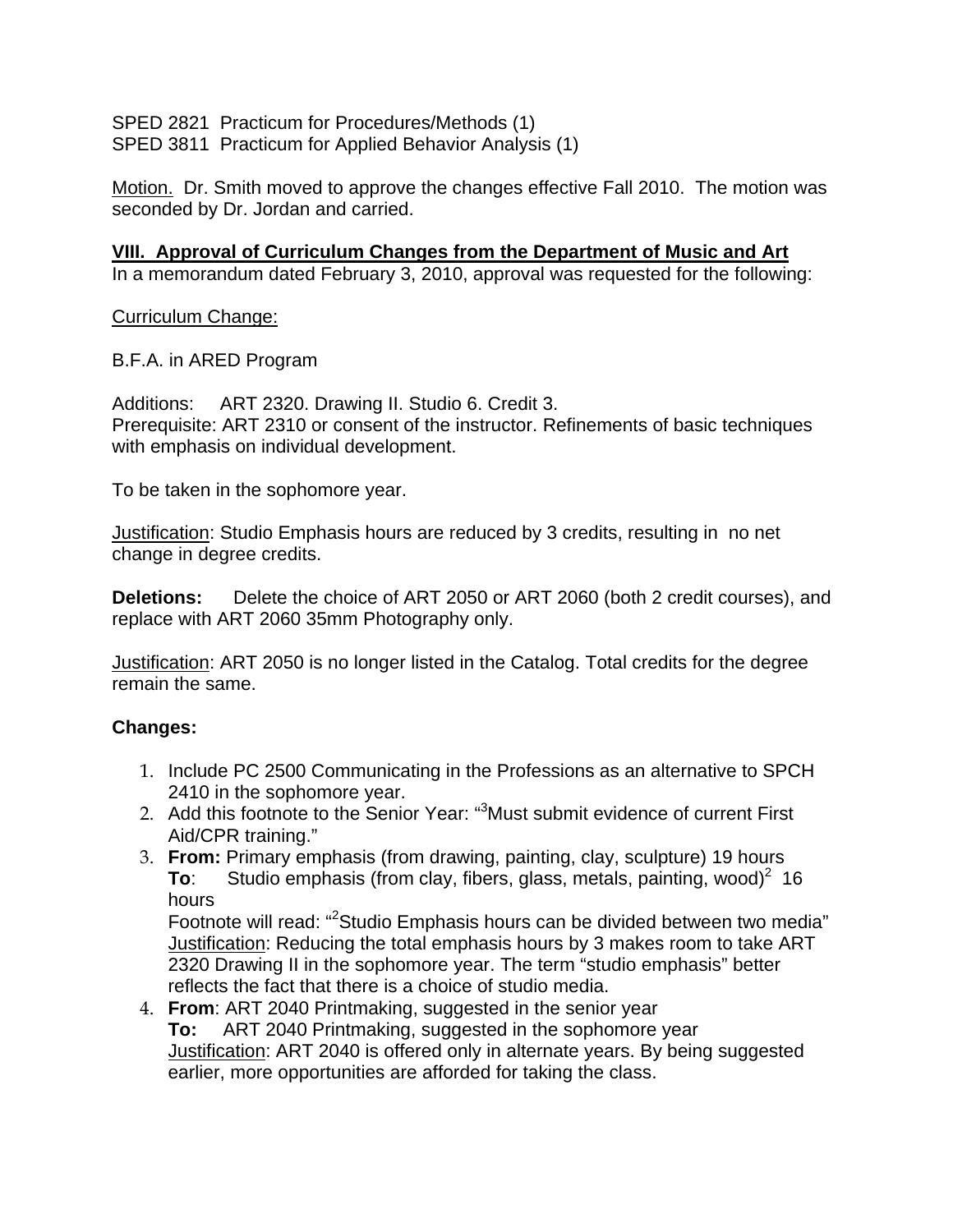SPED 2821 Practicum for Procedures/Methods (1)
SPED 3811 Practicum for Applied Behavior Analysis (1)

Motion. Dr. Smith moved to approve the changes effective Fall 2010. The motion was seconded by Dr. Jordan and carried.

## VIII. Approval of Curriculum Changes from the Department of Music and Art

In a memorandum dated February 3, 2010, approval was requested for the following:

Curriculum Change:

B.F.A. in ARED Program

Additions: ART 2320. Drawing II. Studio 6. Credit 3.
Prerequisite: ART 2310 or consent of the instructor. Refinements of basic techniques with emphasis on individual development.

To be taken in the sophomore year.

Justification: Studio Emphasis hours are reduced by 3 credits, resulting in no net change in degree credits.

**Deletions:** Delete the choice of ART 2050 or ART 2060 (both 2 credit courses), and replace with ART 2060 35mm Photography only.

Justification: ART 2050 is no longer listed in the Catalog. Total credits for the degree remain the same.

**Changes:**

1. Include PC 2500 Communicating in the Professions as an alternative to SPCH 2410 in the sophomore year.
2. Add this footnote to the Senior Year: "[3]Must submit evidence of current First Aid/CPR training."
3. **From:** Primary emphasis (from drawing, painting, clay, sculpture) 19 hours
   **To**: Studio emphasis (from clay, fibers, glass, metals, painting, wood)[2] 16 hours
   Footnote will read: "[2]Studio Emphasis hours can be divided between two media"
   Justification: Reducing the total emphasis hours by 3 makes room to take ART 2320 Drawing II in the sophomore year. The term "studio emphasis" better reflects the fact that there is a choice of studio media.
4. **From**: ART 2040 Printmaking, suggested in the senior year
   **To:** ART 2040 Printmaking, suggested in the sophomore year
   Justification: ART 2040 is offered only in alternate years. By being suggested earlier, more opportunities are afforded for taking the class.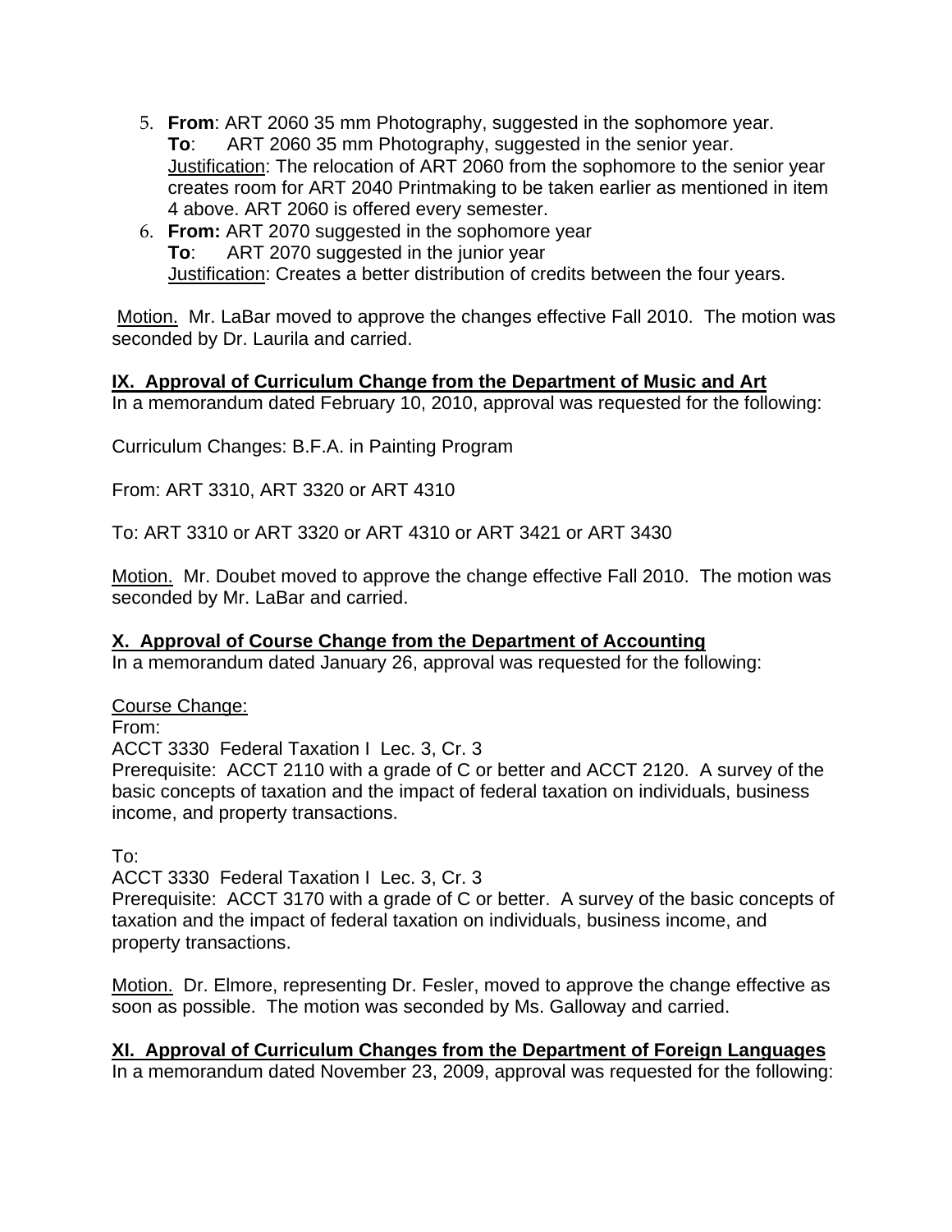5. **From**: ART 2060 35 mm Photography, suggested in the sophomore year.
   **To**: ART 2060 35 mm Photography, suggested in the senior year.
   Justification: The relocation of ART 2060 from the sophomore to the senior year creates room for ART 2040 Printmaking to be taken earlier as mentioned in item 4 above. ART 2060 is offered every semester.
6. **From:** ART 2070 suggested in the sophomore year
   **To**: ART 2070 suggested in the junior year
   Justification: Creates a better distribution of credits between the four years.

Motion. Mr. LaBar moved to approve the changes effective Fall 2010. The motion was seconded by Dr. Laurila and carried.

**IX. Approval of Curriculum Change from the Department of Music and Art**

In a memorandum dated February 10, 2010, approval was requested for the following:

Curriculum Changes: B.F.A. in Painting Program

From: ART 3310, ART 3320 or ART 4310

To: ART 3310 or ART 3320 or ART 4310 or ART 3421 or ART 3430

Motion. Mr. Doubet moved to approve the change effective Fall 2010. The motion was seconded by Mr. LaBar and carried.

**X. Approval of Course Change from the Department of Accounting**

In a memorandum dated January 26, approval was requested for the following:

Course Change:

From:

ACCT 3330 Federal Taxation I Lec. 3, Cr. 3

Prerequisite: ACCT 2110 with a grade of C or better and ACCT 2120. A survey of the basic concepts of taxation and the impact of federal taxation on individuals, business income, and property transactions.

To:

ACCT 3330 Federal Taxation I Lec. 3, Cr. 3

Prerequisite: ACCT 3170 with a grade of C or better. A survey of the basic concepts of taxation and the impact of federal taxation on individuals, business income, and property transactions.

Motion. Dr. Elmore, representing Dr. Fesler, moved to approve the change effective as soon as possible. The motion was seconded by Ms. Galloway and carried.

**XI. Approval of Curriculum Changes from the Department of Foreign Languages**

In a memorandum dated November 23, 2009, approval was requested for the following: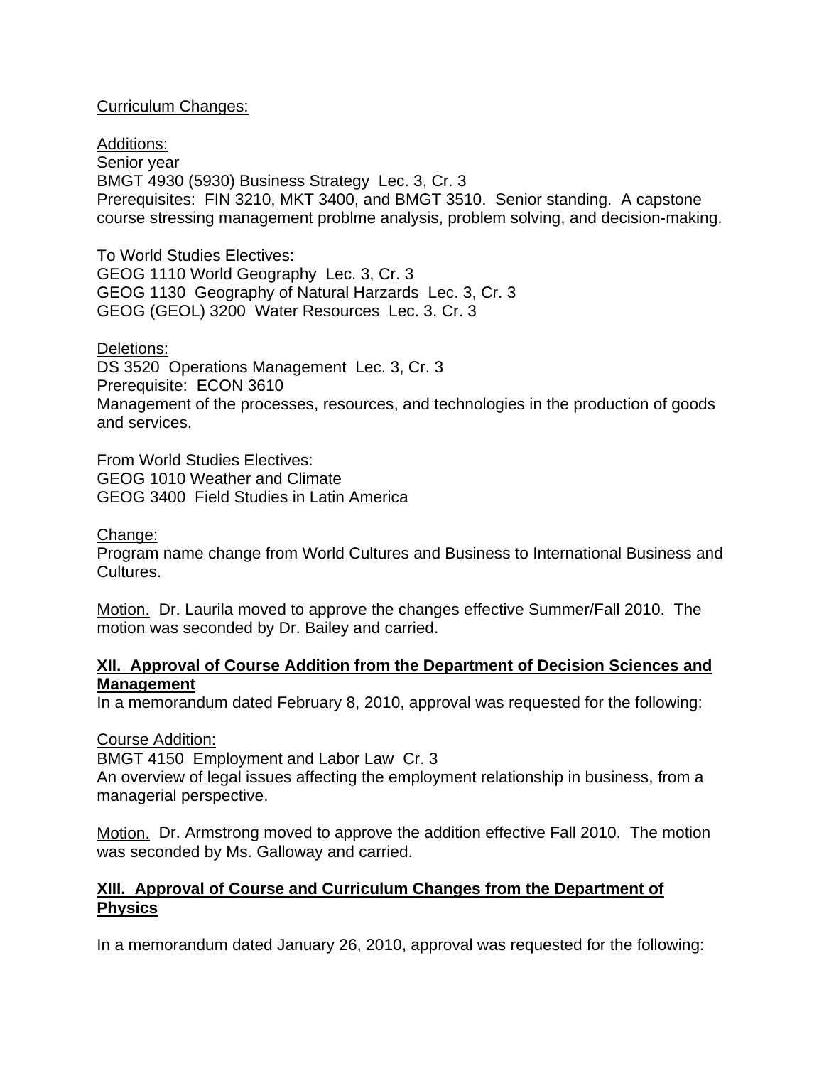Curriculum Changes:

Additions:
Senior year
BMGT 4930 (5930) Business Strategy Lec. 3, Cr. 3
Prerequisites: FIN 3210, MKT 3400, and BMGT 3510. Senior standing. A capstone course stressing management problme analysis, problem solving, and decision-making.

To World Studies Electives:
GEOG 1110 World Geography Lec. 3, Cr. 3
GEOG 1130 Geography of Natural Harzards Lec. 3, Cr. 3
GEOG (GEOL) 3200 Water Resources Lec. 3, Cr. 3

Deletions:
DS 3520 Operations Management Lec. 3, Cr. 3
Prerequisite: ECON 3610
Management of the processes, resources, and technologies in the production of goods and services.

From World Studies Electives:
GEOG 1010 Weather and Climate
GEOG 3400 Field Studies in Latin America

Change:
Program name change from World Cultures and Business to International Business and Cultures.

Motion. Dr. Laurila moved to approve the changes effective Summer/Fall 2010. The motion was seconded by Dr. Bailey and carried.

**XII. Approval of Course Addition from the Department of Decision Sciences and Management**

In a memorandum dated February 8, 2010, approval was requested for the following:

Course Addition:
BMGT 4150 Employment and Labor Law Cr. 3
An overview of legal issues affecting the employment relationship in business, from a managerial perspective.

Motion. Dr. Armstrong moved to approve the addition effective Fall 2010. The motion was seconded by Ms. Galloway and carried.

**XIII. Approval of Course and Curriculum Changes from the Department of Physics**

In a memorandum dated January 26, 2010, approval was requested for the following: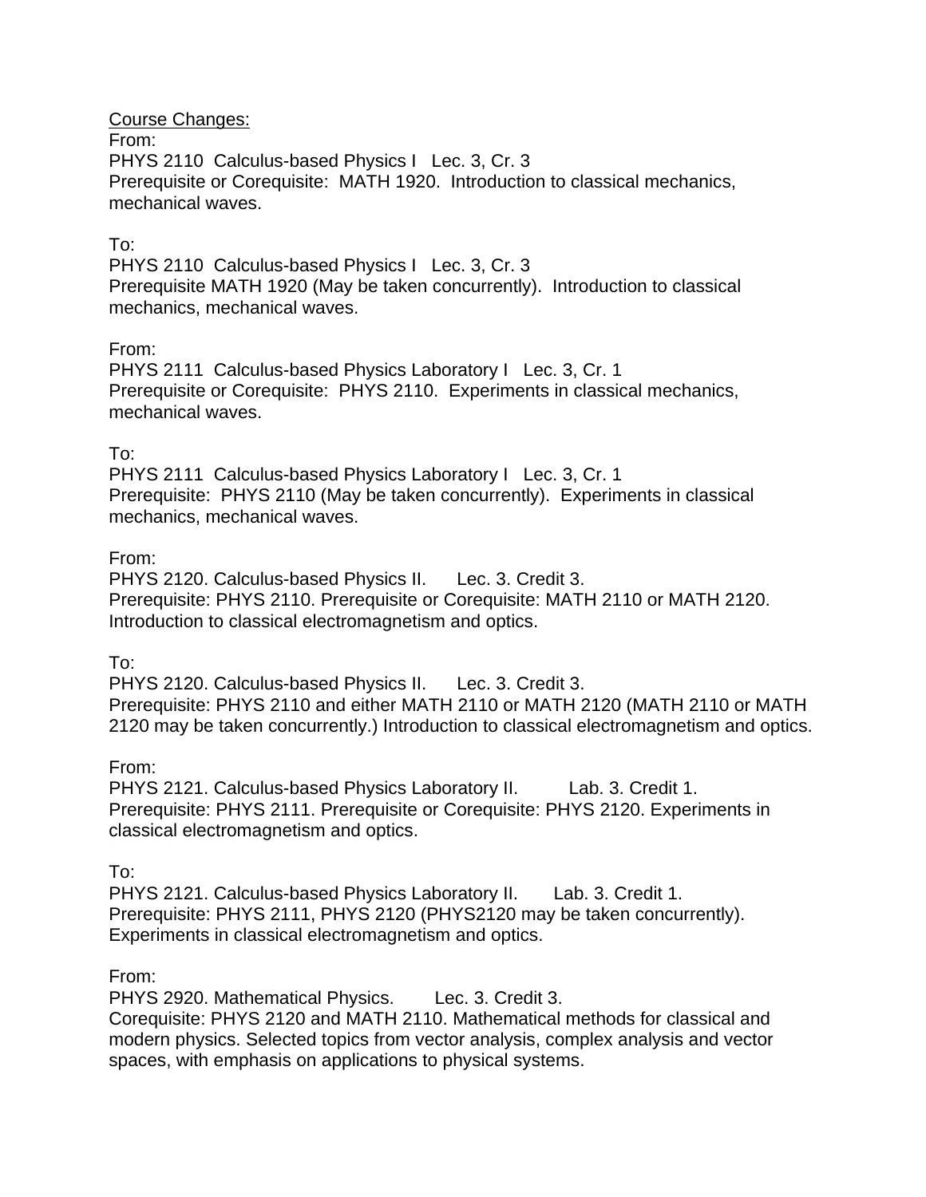<u>Course Changes:</u>

From:
PHYS 2110  Calculus-based Physics I   Lec. 3, Cr. 3
Prerequisite or Corequisite:  MATH 1920.  Introduction to classical mechanics, mechanical waves.

To:
PHYS 2110  Calculus-based Physics I   Lec. 3, Cr. 3
Prerequisite MATH 1920 (May be taken concurrently).  Introduction to classical mechanics, mechanical waves.

From:
PHYS 2111  Calculus-based Physics Laboratory I   Lec. 3, Cr. 1
Prerequisite or Corequisite:  PHYS 2110.  Experiments in classical mechanics, mechanical waves.

To:
PHYS 2111  Calculus-based Physics Laboratory I   Lec. 3, Cr. 1
Prerequisite:  PHYS 2110 (May be taken concurrently).  Experiments in classical mechanics, mechanical waves.

From:
PHYS 2120. Calculus-based Physics II.   Lec. 3. Credit 3.
Prerequisite: PHYS 2110. Prerequisite or Corequisite: MATH 2110 or MATH 2120. Introduction to classical electromagnetism and optics.

To:
PHYS 2120. Calculus-based Physics II.   Lec. 3. Credit 3.
Prerequisite: PHYS 2110 and either MATH 2110 or MATH 2120 (MATH 2110 or MATH 2120 may be taken concurrently.) Introduction to classical electromagnetism and optics.

From:
PHYS 2121. Calculus-based Physics Laboratory II.   Lab. 3. Credit 1.
Prerequisite: PHYS 2111. Prerequisite or Corequisite: PHYS 2120. Experiments in classical electromagnetism and optics.

To:
PHYS 2121. Calculus-based Physics Laboratory II.   Lab. 3. Credit 1.
Prerequisite: PHYS 2111, PHYS 2120 (PHYS2120 may be taken concurrently). Experiments in classical electromagnetism and optics.

From:
PHYS 2920. Mathematical Physics.   Lec. 3. Credit 3.
Corequisite: PHYS 2120 and MATH 2110. Mathematical methods for classical and modern physics. Selected topics from vector analysis, complex analysis and vector spaces, with emphasis on applications to physical systems.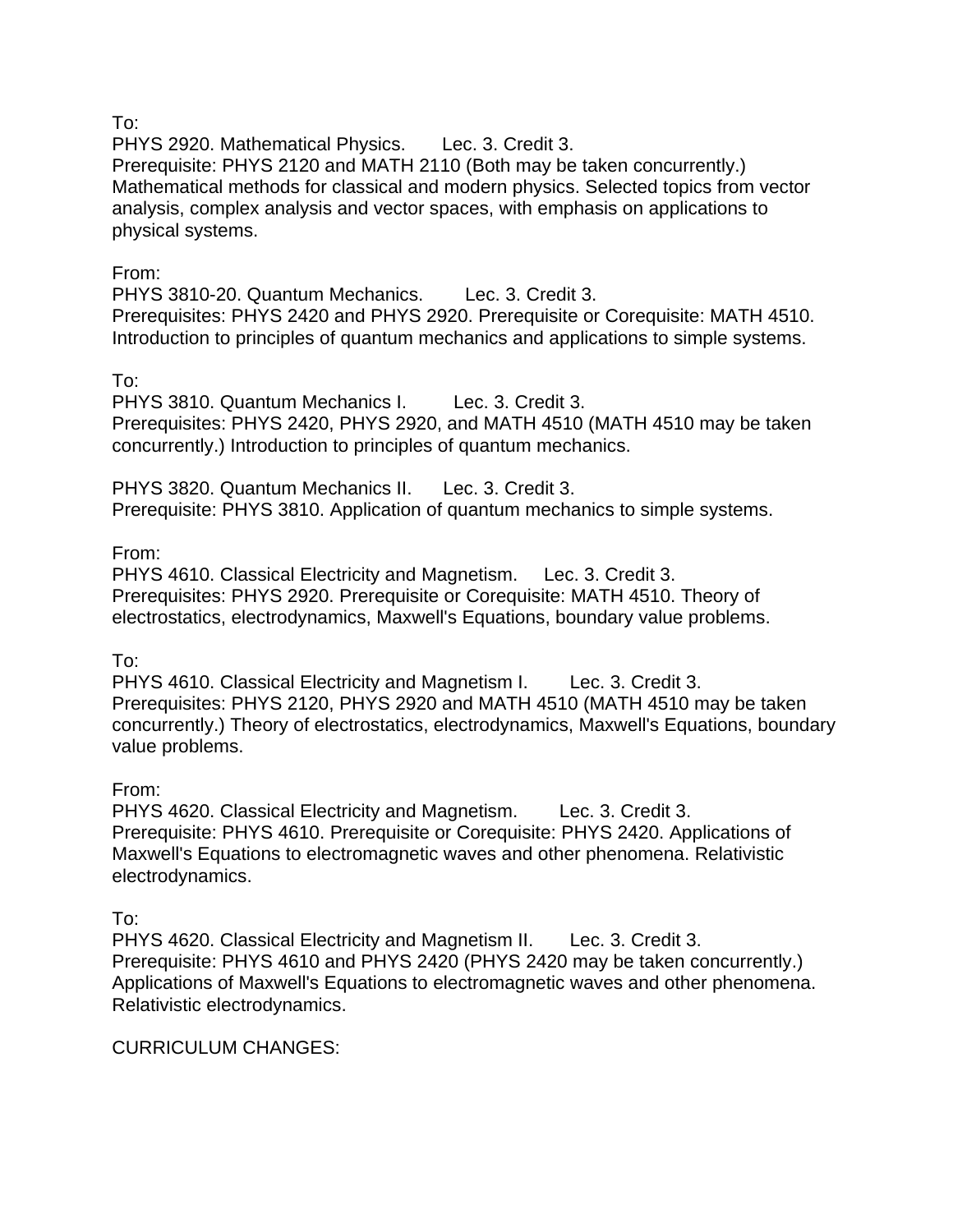To:

PHYS 2920. Mathematical Physics. Lec. 3. Credit 3.
Prerequisite: PHYS 2120 and MATH 2110 (Both may be taken concurrently.) Mathematical methods for classical and modern physics. Selected topics from vector analysis, complex analysis and vector spaces, with emphasis on applications to physical systems.

From:

PHYS 3810-20. Quantum Mechanics. Lec. 3. Credit 3.
Prerequisites: PHYS 2420 and PHYS 2920. Prerequisite or Corequisite: MATH 4510. Introduction to principles of quantum mechanics and applications to simple systems.

To:

PHYS 3810. Quantum Mechanics I. Lec. 3. Credit 3.
Prerequisites: PHYS 2420, PHYS 2920, and MATH 4510 (MATH 4510 may be taken concurrently.) Introduction to principles of quantum mechanics.

PHYS 3820. Quantum Mechanics II. Lec. 3. Credit 3.
Prerequisite: PHYS 3810. Application of quantum mechanics to simple systems.

From:

PHYS 4610. Classical Electricity and Magnetism. Lec. 3. Credit 3.
Prerequisites: PHYS 2920. Prerequisite or Corequisite: MATH 4510. Theory of electrostatics, electrodynamics, Maxwell's Equations, boundary value problems.

To:

PHYS 4610. Classical Electricity and Magnetism I. Lec. 3. Credit 3.
Prerequisites: PHYS 2120, PHYS 2920 and MATH 4510 (MATH 4510 may be taken concurrently.) Theory of electrostatics, electrodynamics, Maxwell's Equations, boundary value problems.

From:

PHYS 4620. Classical Electricity and Magnetism. Lec. 3. Credit 3.
Prerequisite: PHYS 4610. Prerequisite or Corequisite: PHYS 2420. Applications of Maxwell's Equations to electromagnetic waves and other phenomena. Relativistic electrodynamics.

To:

PHYS 4620. Classical Electricity and Magnetism II. Lec. 3. Credit 3.
Prerequisite: PHYS 4610 and PHYS 2420 (PHYS 2420 may be taken concurrently.) Applications of Maxwell's Equations to electromagnetic waves and other phenomena. Relativistic electrodynamics.

CURRICULUM CHANGES: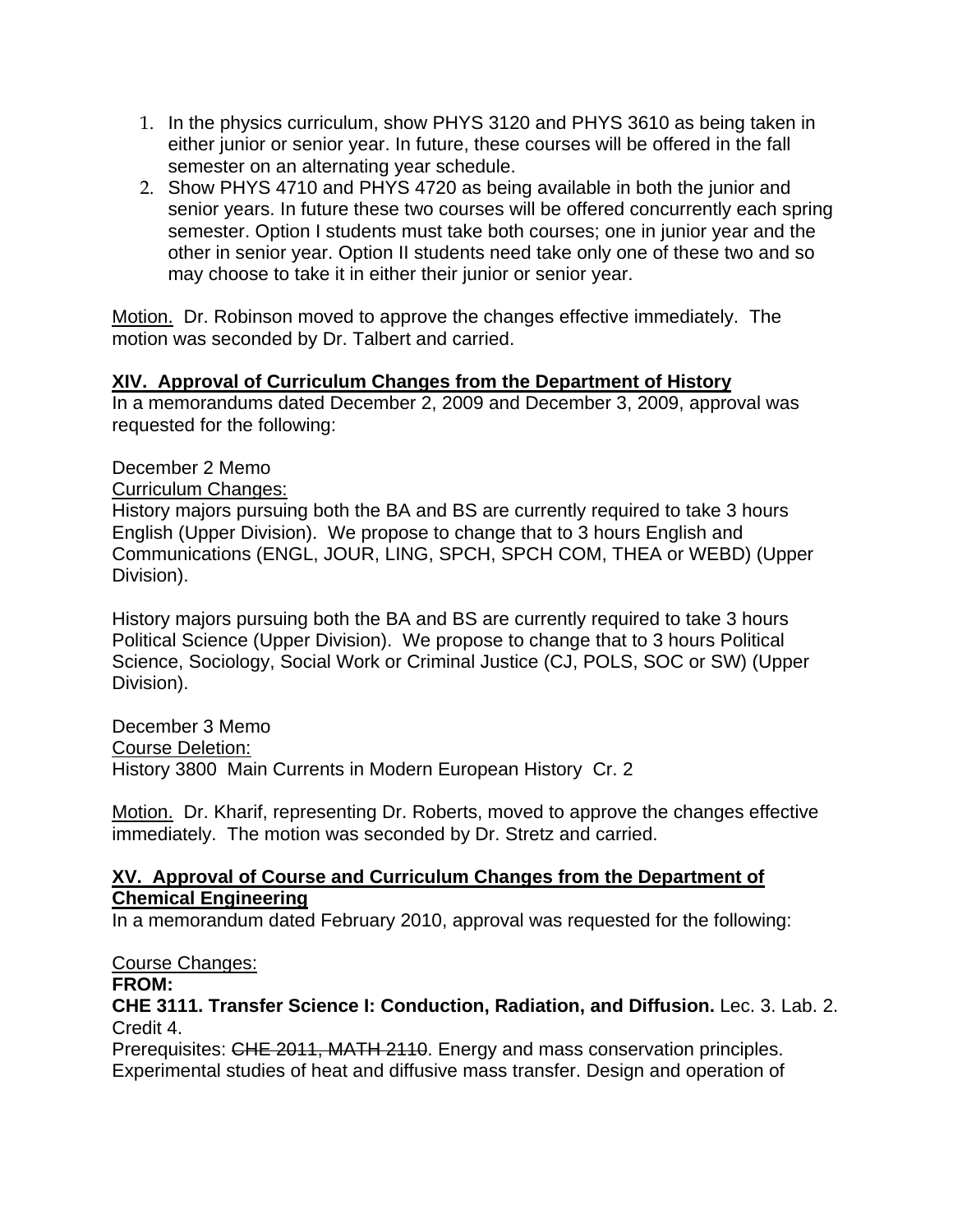1. In the physics curriculum, show PHYS 3120 and PHYS 3610 as being taken in either junior or senior year. In future, these courses will be offered in the fall semester on an alternating year schedule.
2. Show PHYS 4710 and PHYS 4720 as being available in both the junior and senior years. In future these two courses will be offered concurrently each spring semester. Option I students must take both courses; one in junior year and the other in senior year. Option II students need take only one of these two and so may choose to take it in either their junior or senior year.

Motion. Dr. Robinson moved to approve the changes effective immediately. The motion was seconded by Dr. Talbert and carried.

## XIV. Approval of Curriculum Changes from the Department of History

In a memorandums dated December 2, 2009 and December 3, 2009, approval was requested for the following:

December 2 Memo

Curriculum Changes:

History majors pursuing both the BA and BS are currently required to take 3 hours English (Upper Division). We propose to change that to 3 hours English and Communications (ENGL, JOUR, LING, SPCH, SPCH COM, THEA or WEBD) (Upper Division).

History majors pursuing both the BA and BS are currently required to take 3 hours Political Science (Upper Division). We propose to change that to 3 hours Political Science, Sociology, Social Work or Criminal Justice (CJ, POLS, SOC or SW) (Upper Division).

December 3 Memo

Course Deletion:

History 3800 Main Currents in Modern European History Cr. 2

Motion. Dr. Kharif, representing Dr. Roberts, moved to approve the changes effective immediately. The motion was seconded by Dr. Stretz and carried.

## XV. Approval of Course and Curriculum Changes from the Department of Chemical Engineering

In a memorandum dated February 2010, approval was requested for the following:

Course Changes:

**FROM:**

**CHE 3111. Transfer Science I: Conduction, Radiation, and Diffusion.** Lec. 3. Lab. 2. Credit 4.

Prerequisites: ~~CHE 2011, MATH 2110~~. Energy and mass conservation principles. Experimental studies of heat and diffusive mass transfer. Design and operation of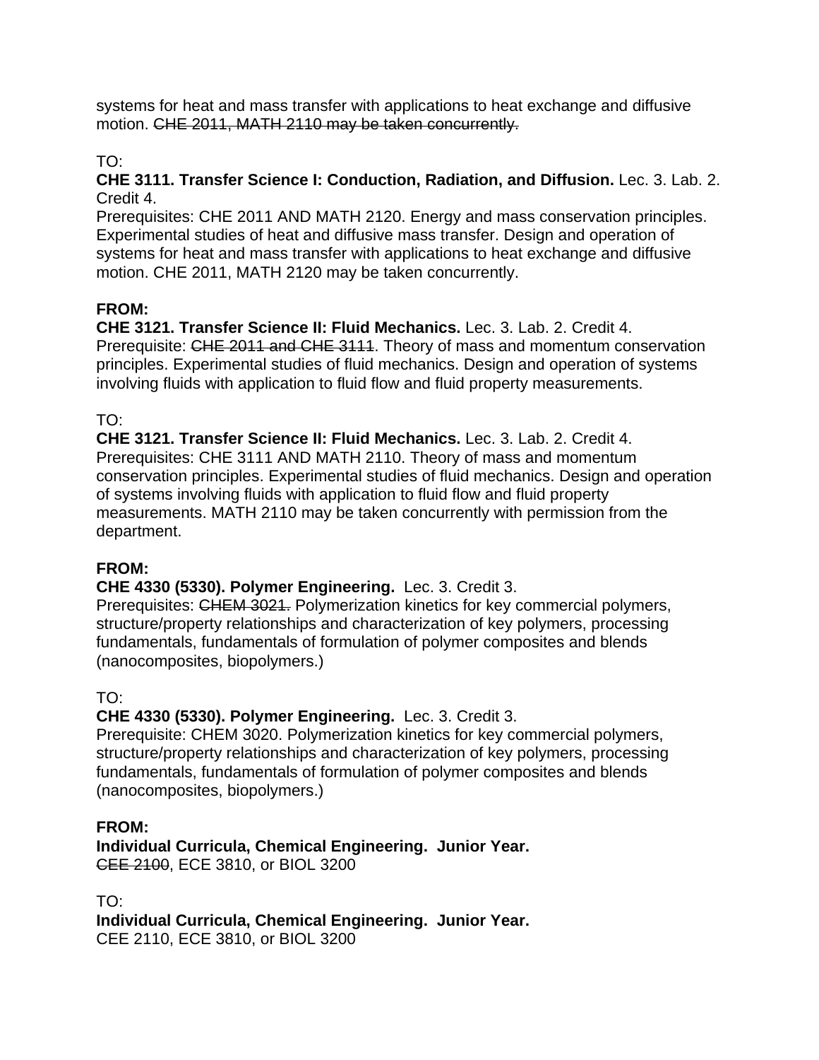systems for heat and mass transfer with applications to heat exchange and diffusive motion. ~~CHE 2011, MATH 2110 may be taken concurrently.~~

TO:

**CHE 3111. Transfer Science I: Conduction, Radiation, and Diffusion.** Lec. 3. Lab. 2. Credit 4.
Prerequisites: CHE 2011 AND MATH 2120. Energy and mass conservation principles. Experimental studies of heat and diffusive mass transfer. Design and operation of systems for heat and mass transfer with applications to heat exchange and diffusive motion. CHE 2011, MATH 2120 may be taken concurrently.

**FROM:**

**CHE 3121. Transfer Science II: Fluid Mechanics.** Lec. 3. Lab. 2. Credit 4.
Prerequisite: ~~CHE 2011 and CHE 3111~~. Theory of mass and momentum conservation principles. Experimental studies of fluid mechanics. Design and operation of systems involving fluids with application to fluid flow and fluid property measurements.

TO:

**CHE 3121. Transfer Science II: Fluid Mechanics.** Lec. 3. Lab. 2. Credit 4.
Prerequisites: CHE 3111 AND MATH 2110. Theory of mass and momentum conservation principles. Experimental studies of fluid mechanics. Design and operation of systems involving fluids with application to fluid flow and fluid property measurements. MATH 2110 may be taken concurrently with permission from the department.

**FROM:**

**CHE 4330 (5330). Polymer Engineering.** Lec. 3. Credit 3.
Prerequisites: ~~CHEM 3021.~~ Polymerization kinetics for key commercial polymers, structure/property relationships and characterization of key polymers, processing fundamentals, fundamentals of formulation of polymer composites and blends (nanocomposites, biopolymers.)

TO:

**CHE 4330 (5330). Polymer Engineering.** Lec. 3. Credit 3.
Prerequisite: CHEM 3020. Polymerization kinetics for key commercial polymers, structure/property relationships and characterization of key polymers, processing fundamentals, fundamentals of formulation of polymer composites and blends (nanocomposites, biopolymers.)

**FROM:**

**Individual Curricula, Chemical Engineering. Junior Year.**
~~CEE 2100~~, ECE 3810, or BIOL 3200

TO:

**Individual Curricula, Chemical Engineering. Junior Year.**
CEE 2110, ECE 3810, or BIOL 3200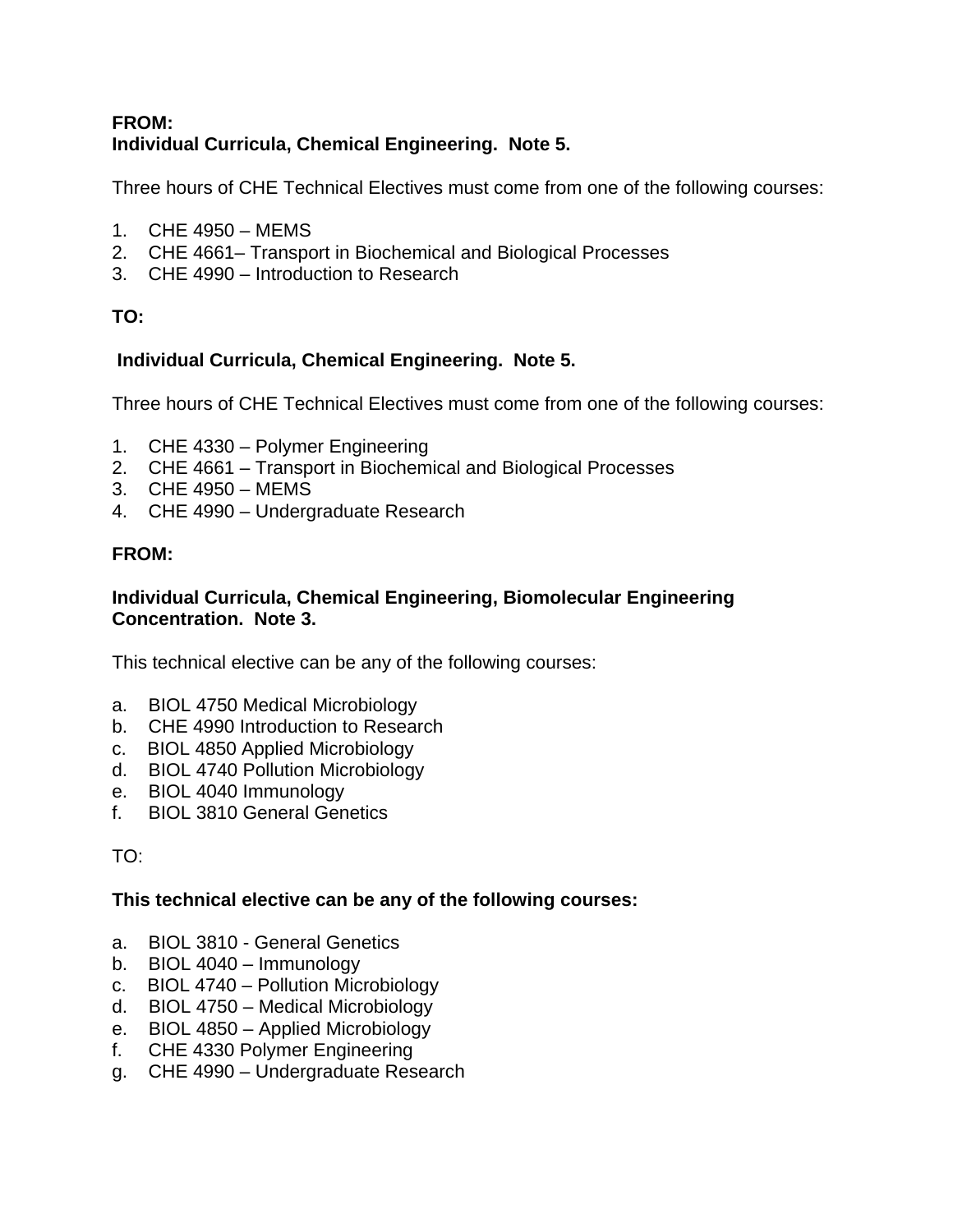**FROM:**
**Individual Curricula, Chemical Engineering. Note 5.**

Three hours of CHE Technical Electives must come from one of the following courses:

1. CHE 4950 – MEMS
2. CHE 4661– Transport in Biochemical and Biological Processes
3. CHE 4990 – Introduction to Research

**TO:**

**Individual Curricula, Chemical Engineering. Note 5.**

Three hours of CHE Technical Electives must come from one of the following courses:

1. CHE 4330 – Polymer Engineering
2. CHE 4661 – Transport in Biochemical and Biological Processes
3. CHE 4950 – MEMS
4. CHE 4990 – Undergraduate Research

**FROM:**

**Individual Curricula, Chemical Engineering, Biomolecular Engineering Concentration. Note 3.**

This technical elective can be any of the following courses:

a. BIOL 4750 Medical Microbiology
b. CHE 4990 Introduction to Research
c. BIOL 4850 Applied Microbiology
d. BIOL 4740 Pollution Microbiology
e. BIOL 4040 Immunology
f. BIOL 3810 General Genetics

TO:

**This technical elective can be any of the following courses:**

a. BIOL 3810 - General Genetics
b. BIOL 4040 – Immunology
c. BIOL 4740 – Pollution Microbiology
d. BIOL 4750 – Medical Microbiology
e. BIOL 4850 – Applied Microbiology
f. CHE 4330 Polymer Engineering
g. CHE 4990 – Undergraduate Research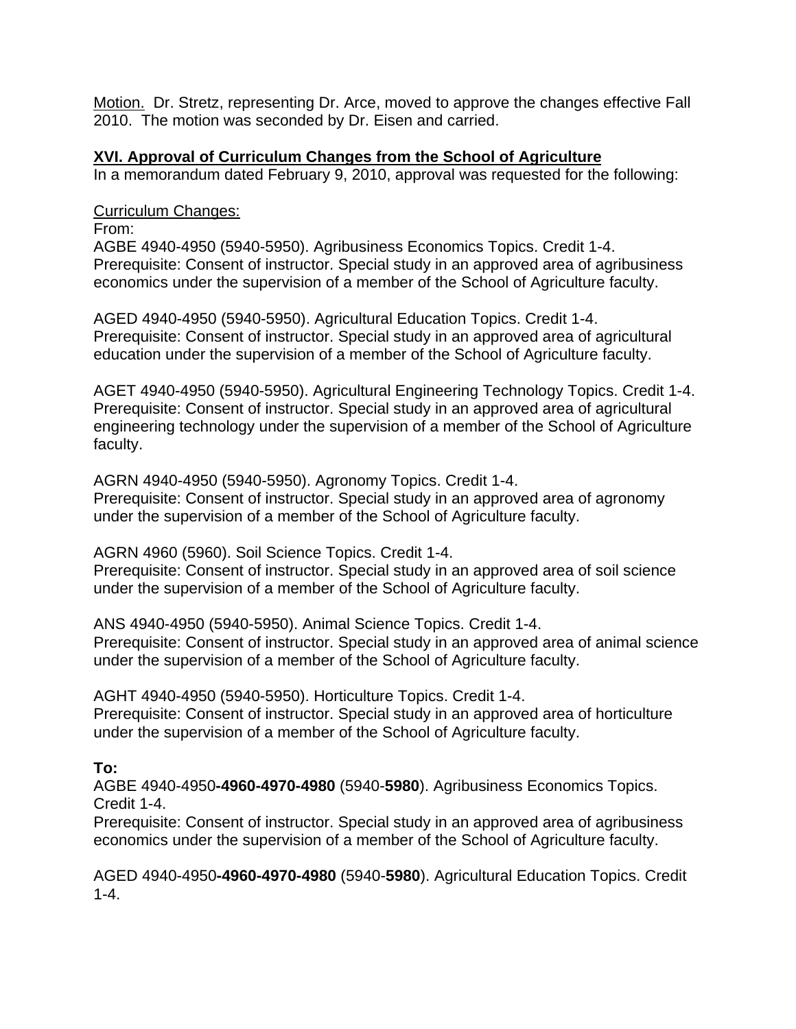Motion. Dr. Stretz, representing Dr. Arce, moved to approve the changes effective Fall 2010. The motion was seconded by Dr. Eisen and carried.

## XVI. Approval of Curriculum Changes from the School of Agriculture

In a memorandum dated February 9, 2010, approval was requested for the following:

Curriculum Changes:

From:

AGBE 4940-4950 (5940-5950). Agribusiness Economics Topics. Credit 1-4.
Prerequisite: Consent of instructor. Special study in an approved area of agribusiness economics under the supervision of a member of the School of Agriculture faculty.

AGED 4940-4950 (5940-5950). Agricultural Education Topics. Credit 1-4.
Prerequisite: Consent of instructor. Special study in an approved area of agricultural education under the supervision of a member of the School of Agriculture faculty.

AGET 4940-4950 (5940-5950). Agricultural Engineering Technology Topics. Credit 1-4.
Prerequisite: Consent of instructor. Special study in an approved area of agricultural engineering technology under the supervision of a member of the School of Agriculture faculty.

AGRN 4940-4950 (5940-5950). Agronomy Topics. Credit 1-4.
Prerequisite: Consent of instructor. Special study in an approved area of agronomy under the supervision of a member of the School of Agriculture faculty.

AGRN 4960 (5960). Soil Science Topics. Credit 1-4.
Prerequisite: Consent of instructor. Special study in an approved area of soil science under the supervision of a member of the School of Agriculture faculty.

ANS 4940-4950 (5940-5950). Animal Science Topics. Credit 1-4.
Prerequisite: Consent of instructor. Special study in an approved area of animal science under the supervision of a member of the School of Agriculture faculty.

AGHT 4940-4950 (5940-5950). Horticulture Topics. Credit 1-4.
Prerequisite: Consent of instructor. Special study in an approved area of horticulture under the supervision of a member of the School of Agriculture faculty.

**To:**

AGBE 4940-4950**-4960-4970-4980** (5940-**5980**). Agribusiness Economics Topics. Credit 1-4.
Prerequisite: Consent of instructor. Special study in an approved area of agribusiness economics under the supervision of a member of the School of Agriculture faculty.

AGED 4940-4950**-4960-4970-4980** (5940-**5980**). Agricultural Education Topics. Credit 1-4.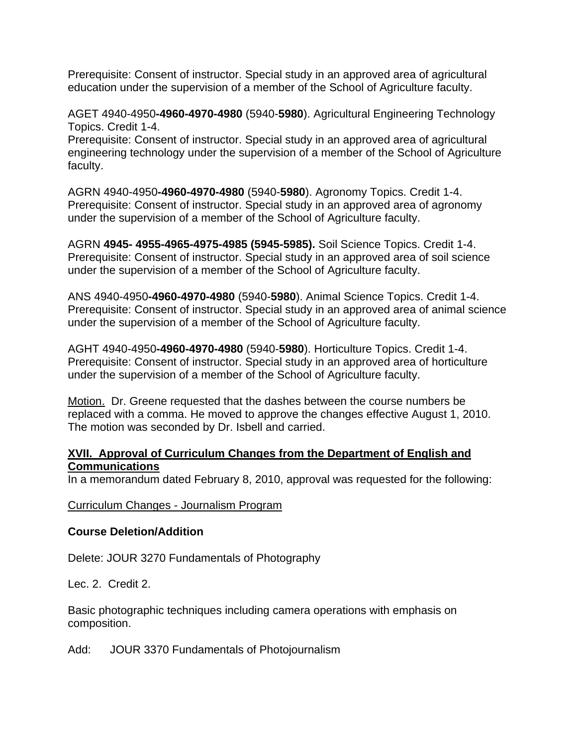Prerequisite: Consent of instructor. Special study in an approved area of agricultural education under the supervision of a member of the School of Agriculture faculty.

AGET 4940-4950**-4960-4970-4980** (5940-**5980**). Agricultural Engineering Technology Topics. Credit 1-4.
Prerequisite: Consent of instructor. Special study in an approved area of agricultural engineering technology under the supervision of a member of the School of Agriculture faculty.

AGRN 4940-4950**-4960-4970-4980** (5940-**5980**). Agronomy Topics. Credit 1-4.
Prerequisite: Consent of instructor. Special study in an approved area of agronomy under the supervision of a member of the School of Agriculture faculty.

AGRN **4945- 4955-4965-4975-4985 (5945-5985).** Soil Science Topics. Credit 1-4.
Prerequisite: Consent of instructor. Special study in an approved area of soil science under the supervision of a member of the School of Agriculture faculty.

ANS 4940-4950**-4960-4970-4980** (5940-**5980**). Animal Science Topics. Credit 1-4.
Prerequisite: Consent of instructor. Special study in an approved area of animal science under the supervision of a member of the School of Agriculture faculty.

AGHT 4940-4950**-4960-4970-4980** (5940-**5980**). Horticulture Topics. Credit 1-4.
Prerequisite: Consent of instructor. Special study in an approved area of horticulture under the supervision of a member of the School of Agriculture faculty.

Motion. Dr. Greene requested that the dashes between the course numbers be replaced with a comma. He moved to approve the changes effective August 1, 2010. The motion was seconded by Dr. Isbell and carried.

## XVII. Approval of Curriculum Changes from the Department of English and Communications

In a memorandum dated February 8, 2010, approval was requested for the following:

Curriculum Changes - Journalism Program

**Course Deletion/Addition**

Delete: JOUR 3270 Fundamentals of Photography

Lec. 2. Credit 2.

Basic photographic techniques including camera operations with emphasis on composition.

Add: JOUR 3370 Fundamentals of Photojournalism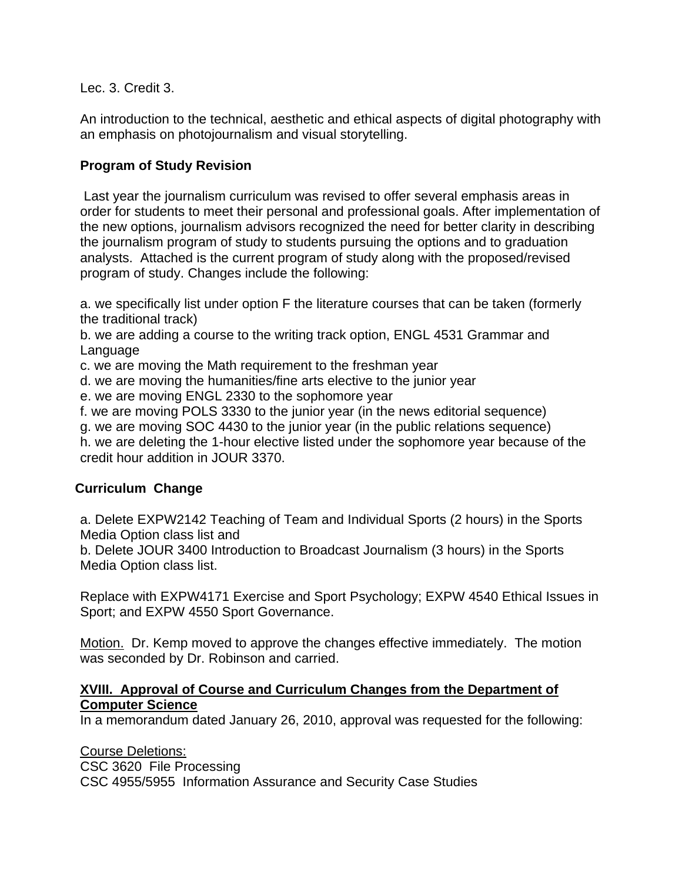Lec. 3. Credit 3.

An introduction to the technical, aesthetic and ethical aspects of digital photography with an emphasis on photojournalism and visual storytelling.

**Program of Study Revision**

Last year the journalism curriculum was revised to offer several emphasis areas in order for students to meet their personal and professional goals. After implementation of the new options, journalism advisors recognized the need for better clarity in describing the journalism program of study to students pursuing the options and to graduation analysts. Attached is the current program of study along with the proposed/revised program of study. Changes include the following:

a. we specifically list under option F the literature courses that can be taken (formerly the traditional track)
b. we are adding a course to the writing track option, ENGL 4531 Grammar and Language
c. we are moving the Math requirement to the freshman year
d. we are moving the humanities/fine arts elective to the junior year
e. we are moving ENGL 2330 to the sophomore year
f. we are moving POLS 3330 to the junior year (in the news editorial sequence)
g. we are moving SOC 4430 to the junior year (in the public relations sequence)
h. we are deleting the 1-hour elective listed under the sophomore year because of the credit hour addition in JOUR 3370.

**Curriculum Change**

a. Delete EXPW2142 Teaching of Team and Individual Sports (2 hours) in the Sports Media Option class list and
b. Delete JOUR 3400 Introduction to Broadcast Journalism (3 hours) in the Sports Media Option class list.

Replace with EXPW4171 Exercise and Sport Psychology; EXPW 4540 Ethical Issues in Sport; and EXPW 4550 Sport Governance.

Motion. Dr. Kemp moved to approve the changes effective immediately. The motion was seconded by Dr. Robinson and carried.

**XVIII. Approval of Course and Curriculum Changes from the Department of Computer Science**

In a memorandum dated January 26, 2010, approval was requested for the following:

Course Deletions:
CSC 3620 File Processing
CSC 4955/5955 Information Assurance and Security Case Studies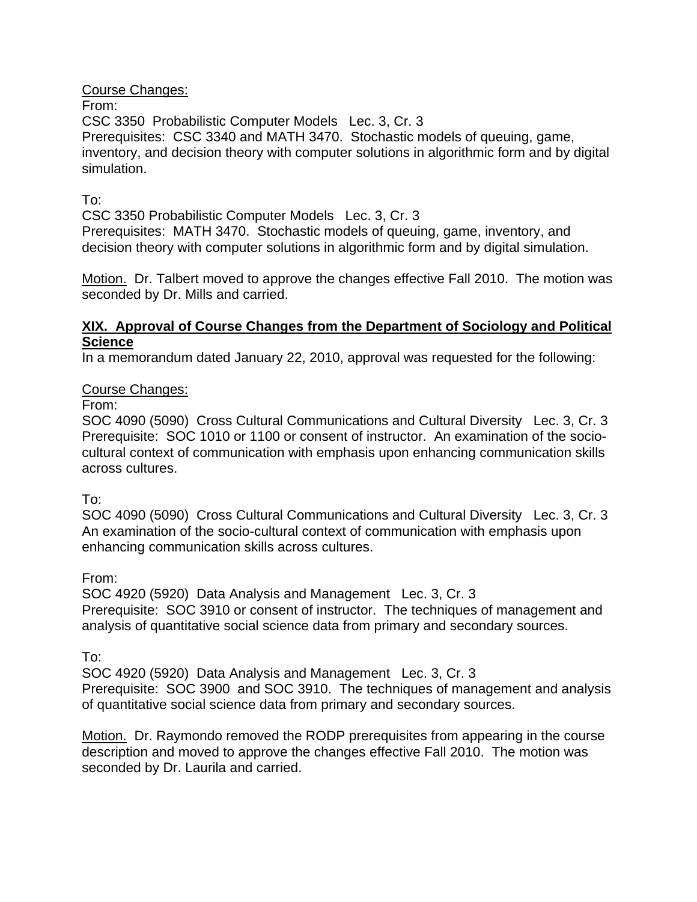Course Changes:

From:

CSC 3350 Probabilistic Computer Models Lec. 3, Cr. 3

Prerequisites: CSC 3340 and MATH 3470. Stochastic models of queuing, game, inventory, and decision theory with computer solutions in algorithmic form and by digital simulation.

To:

CSC 3350 Probabilistic Computer Models Lec. 3, Cr. 3

Prerequisites: MATH 3470. Stochastic models of queuing, game, inventory, and decision theory with computer solutions in algorithmic form and by digital simulation.

Motion. Dr. Talbert moved to approve the changes effective Fall 2010. The motion was seconded by Dr. Mills and carried.

## XIX. Approval of Course Changes from the Department of Sociology and Political Science

In a memorandum dated January 22, 2010, approval was requested for the following:

Course Changes:

From:

SOC 4090 (5090) Cross Cultural Communications and Cultural Diversity Lec. 3, Cr. 3

Prerequisite: SOC 1010 or 1100 or consent of instructor. An examination of the socio-cultural context of communication with emphasis upon enhancing communication skills across cultures.

To:

SOC 4090 (5090) Cross Cultural Communications and Cultural Diversity Lec. 3, Cr. 3

An examination of the socio-cultural context of communication with emphasis upon enhancing communication skills across cultures.

From:

SOC 4920 (5920) Data Analysis and Management Lec. 3, Cr. 3

Prerequisite: SOC 3910 or consent of instructor. The techniques of management and analysis of quantitative social science data from primary and secondary sources.

To:

SOC 4920 (5920) Data Analysis and Management Lec. 3, Cr. 3

Prerequisite: SOC 3900 and SOC 3910. The techniques of management and analysis of quantitative social science data from primary and secondary sources.

Motion. Dr. Raymondo removed the RODP prerequisites from appearing in the course description and moved to approve the changes effective Fall 2010. The motion was seconded by Dr. Laurila and carried.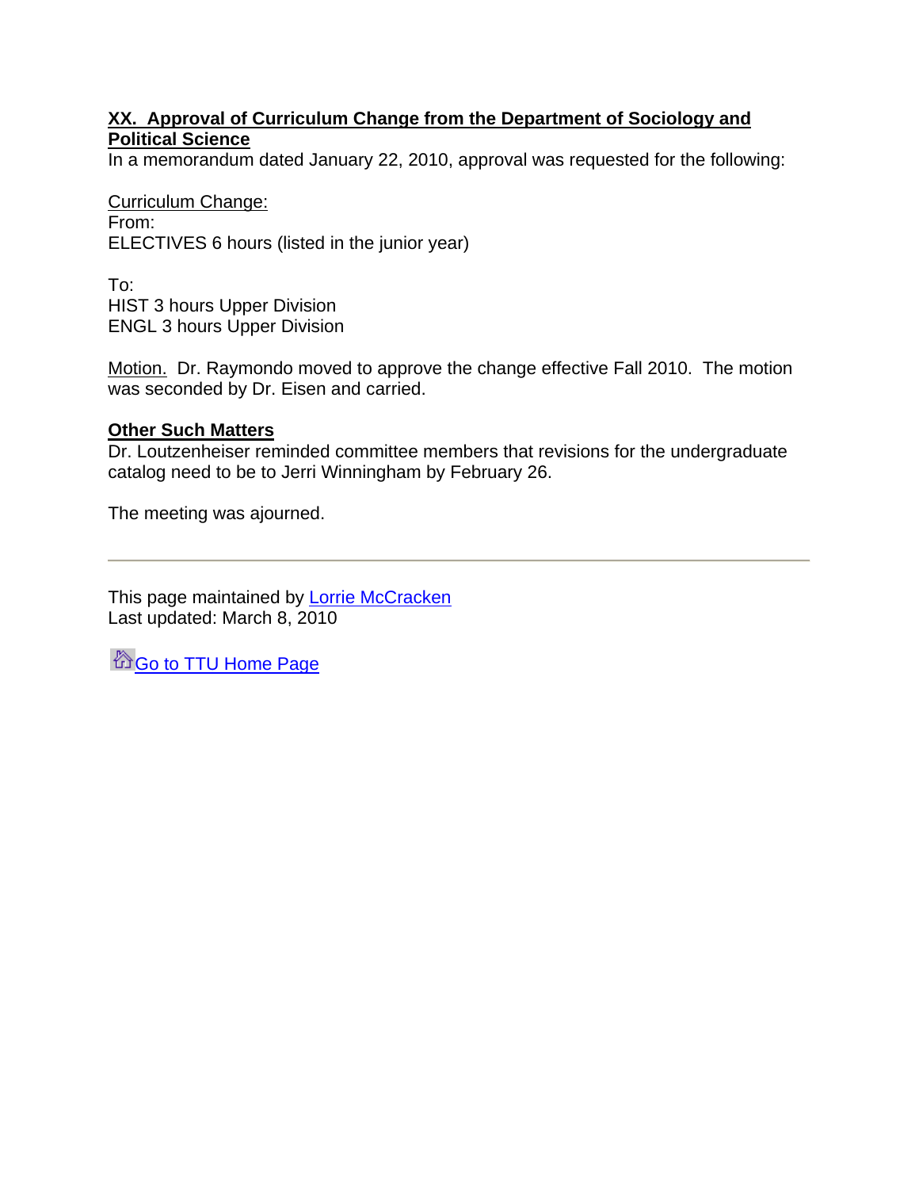**XX. Approval of Curriculum Change from the Department of Sociology and Political Science**

In a memorandum dated January 22, 2010, approval was requested for the following:

Curriculum Change:
From:
ELECTIVES 6 hours (listed in the junior year)

To:
HIST 3 hours Upper Division
ENGL 3 hours Upper Division

Motion. Dr. Raymondo moved to approve the change effective Fall 2010. The motion was seconded by Dr. Eisen and carried.

**Other Such Matters**

Dr. Loutzenheiser reminded committee members that revisions for the undergraduate catalog need to be to Jerri Winningham by February 26.

The meeting was ajourned.

---

This page maintained by Lorrie McCracken
Last updated: March 8, 2010

Go to TTU Home Page